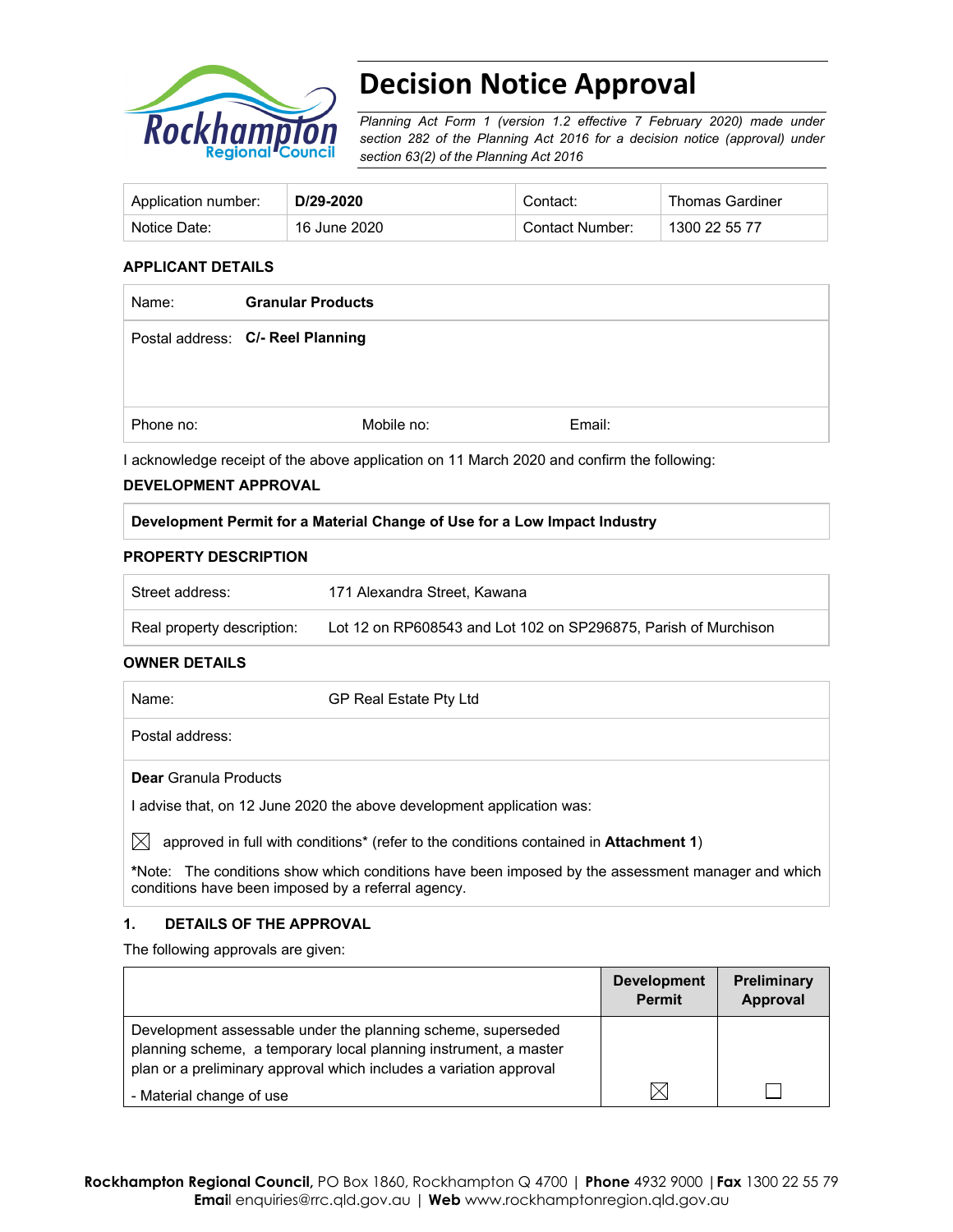# Decision Notice Approval

*Planning Act Form 1 (version 1.2 effective 7 February 2020) made under section 282 of the Planning Act 2016 for a decision notice (approval) under section 63(2) of the Planning Act 2016*

| Application number: | **D/29-2020** | Contact: | Thomas Gardiner |
|---|---|---|---|
| Notice Date: | 16 June 2020 | Contact Number: | 1300 22 55 77 |

**APPLICANT DETAILS**

| | | |
|---|---|---|
| Name: **Granular Products** | | |
| Postal address: **C/- Reel Planning** | | |
| Phone no: | Mobile no: | Email: |

I acknowledge receipt of the above application on 11 March 2020 and confirm the following:

**DEVELOPMENT APPROVAL**

| **Development Permit for a Material Change of Use for a Low Impact Industry** |
|---|

**PROPERTY DESCRIPTION**

| | |
|---|---|
| Street address: | 171 Alexandra Street, Kawana |
| Real property description: | Lot 12 on RP608543 and Lot 102 on SP296875, Parish of Murchison |

**OWNER DETAILS**

| | |
|---|---|
| Name: | GP Real Estate Pty Ltd |
| Postal address: | |

**Dear** Granula Products

I advise that, on 12 June 2020 the above development application was:

☒ approved in full with conditions* (refer to the conditions contained in **Attachment 1**)

***Note:** The conditions show which conditions have been imposed by the assessment manager and which conditions have been imposed by a referral agency.

**1. DETAILS OF THE APPROVAL**

The following approvals are given:

| | Development Permit | Preliminary Approval |
|---|---|---|
| Development assessable under the planning scheme, superseded planning scheme, a temporary local planning instrument, a master plan or a preliminary approval which includes a variation approval<br>- Material change of use | ☒ | ☐ |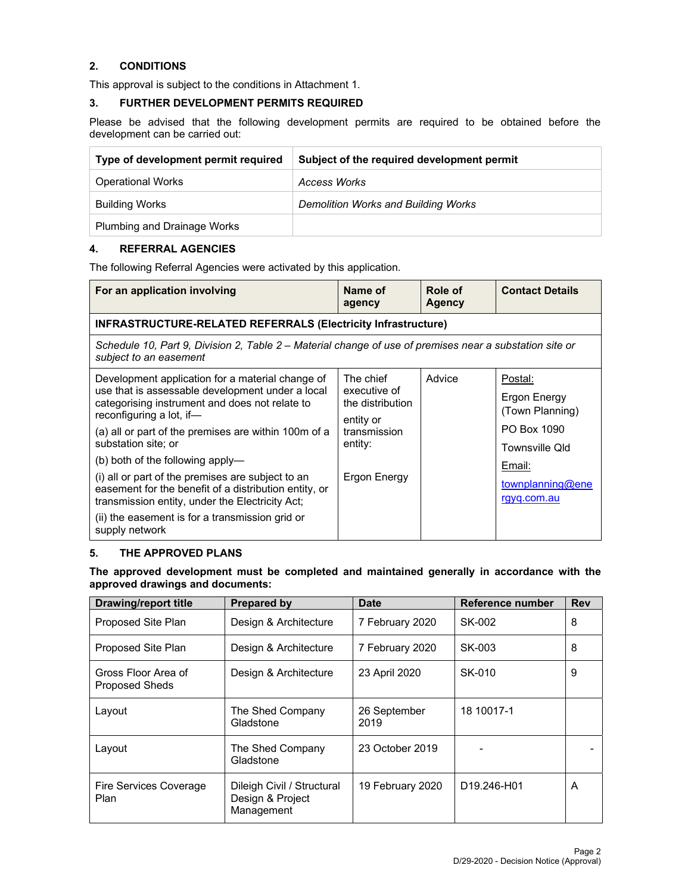## 2. CONDITIONS

This approval is subject to the conditions in Attachment 1.

## 3. FURTHER DEVELOPMENT PERMITS REQUIRED

Please be advised that the following development permits are required to be obtained before the development can be carried out:

| Type of development permit required | Subject of the required development permit |
|---|---|
| Operational Works | *Access Works* |
| Building Works | *Demolition Works and Building Works* |
| Plumbing and Drainage Works | |

## 4. REFERRAL AGENCIES

The following Referral Agencies were activated by this application.

| For an application involving | Name of agency | Role of Agency | Contact Details |
|---|---|---|---|
| **INFRASTRUCTURE-RELATED REFERRALS (Electricity Infrastructure)** | | | |
| *Schedule 10, Part 9, Division 2, Table 2 – Material change of use of premises near a substation site or subject to an easement* | | | |
| Development application for a material change of use that is assessable development under a local categorising instrument and does not relate to reconfiguring a lot, if—<br>(a) all or part of the premises are within 100m of a substation site; or<br>(b) both of the following apply—<br>(i) all or part of the premises are subject to an easement for the benefit of a distribution entity, or transmission entity, under the Electricity Act;<br>(ii) the easement is for a transmission grid or supply network | The chief executive of the distribution entity or transmission entity:<br><br>Ergon Energy | Advice | Postal:<br>Ergon Energy (Town Planning)<br>PO Box 1090<br>Townsville Qld<br>Email:<br>townplanning@energyq.com.au |

## 5. THE APPROVED PLANS

**The approved development must be completed and maintained generally in accordance with the approved drawings and documents:**

| Drawing/report title | Prepared by | Date | Reference number | Rev |
|---|---|---|---|---|
| Proposed Site Plan | Design & Architecture | 7 February 2020 | SK-002 | 8 |
| Proposed Site Plan | Design & Architecture | 7 February 2020 | SK-003 | 8 |
| Gross Floor Area of Proposed Sheds | Design & Architecture | 23 April 2020 | SK-010 | 9 |
| Layout | The Shed Company Gladstone | 26 September 2019 | 18 10017-1 | |
| Layout | The Shed Company Gladstone | 23 October 2019 | - | - |
| Fire Services Coverage Plan | Dileigh Civil / Structural Design & Project Management | 19 February 2020 | D19.246-H01 | A |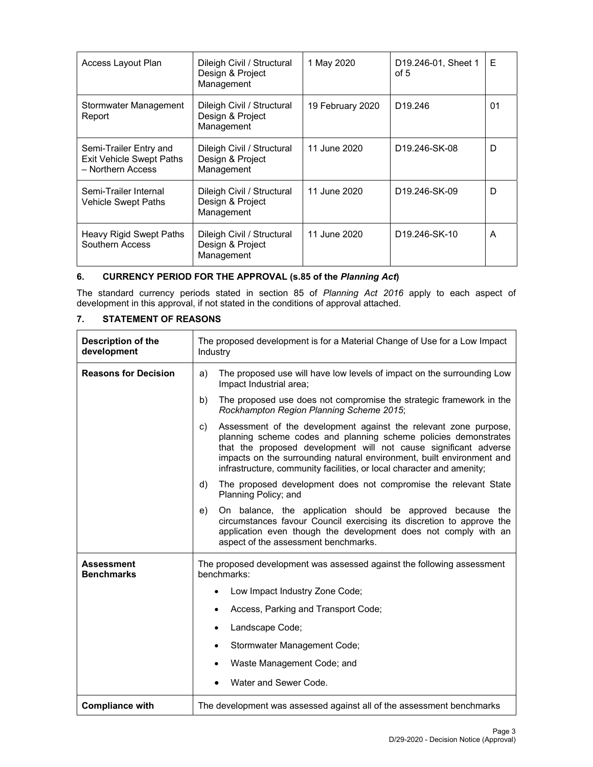| Access Layout Plan | Dileigh Civil / Structural Design & Project Management | 1 May 2020 | D19.246-01, Sheet 1 of 5 | E |
|---|---|---|---|---|
| Stormwater Management Report | Dileigh Civil / Structural Design & Project Management | 19 February 2020 | D19.246 | 01 |
| Semi-Trailer Entry and Exit Vehicle Swept Paths – Northern Access | Dileigh Civil / Structural Design & Project Management | 11 June 2020 | D19.246-SK-08 | D |
| Semi-Trailer Internal Vehicle Swept Paths | Dileigh Civil / Structural Design & Project Management | 11 June 2020 | D19.246-SK-09 | D |
| Heavy Rigid Swept Paths Southern Access | Dileigh Civil / Structural Design & Project Management | 11 June 2020 | D19.246-SK-10 | A |

## 6. CURRENCY PERIOD FOR THE APPROVAL (s.85 of the *Planning Act*)

The standard currency periods stated in section 85 of *Planning Act 2016* apply to each aspect of development in this approval, if not stated in the conditions of approval attached.

## 7. STATEMENT OF REASONS

| **Description of the development** | The proposed development is for a Material Change of Use for a Low Impact Industry |
|---|---|
| **Reasons for Decision** | a) The proposed use will have low levels of impact on the surrounding Low Impact Industrial area;<br>b) The proposed use does not compromise the strategic framework in the *Rockhampton Region Planning Scheme 2015*;<br>c) Assessment of the development against the relevant zone purpose, planning scheme codes and planning scheme policies demonstrates that the proposed development will not cause significant adverse impacts on the surrounding natural environment, built environment and infrastructure, community facilities, or local character and amenity;<br>d) The proposed development does not compromise the relevant State Planning Policy; and<br>e) On balance, the application should be approved because the circumstances favour Council exercising its discretion to approve the application even though the development does not comply with an aspect of the assessment benchmarks. |
| **Assessment Benchmarks** | The proposed development was assessed against the following assessment benchmarks:<br>• Low Impact Industry Zone Code;<br>• Access, Parking and Transport Code;<br>• Landscape Code;<br>• Stormwater Management Code;<br>• Waste Management Code; and<br>• Water and Sewer Code. |
| **Compliance with** | The development was assessed against all of the assessment benchmarks |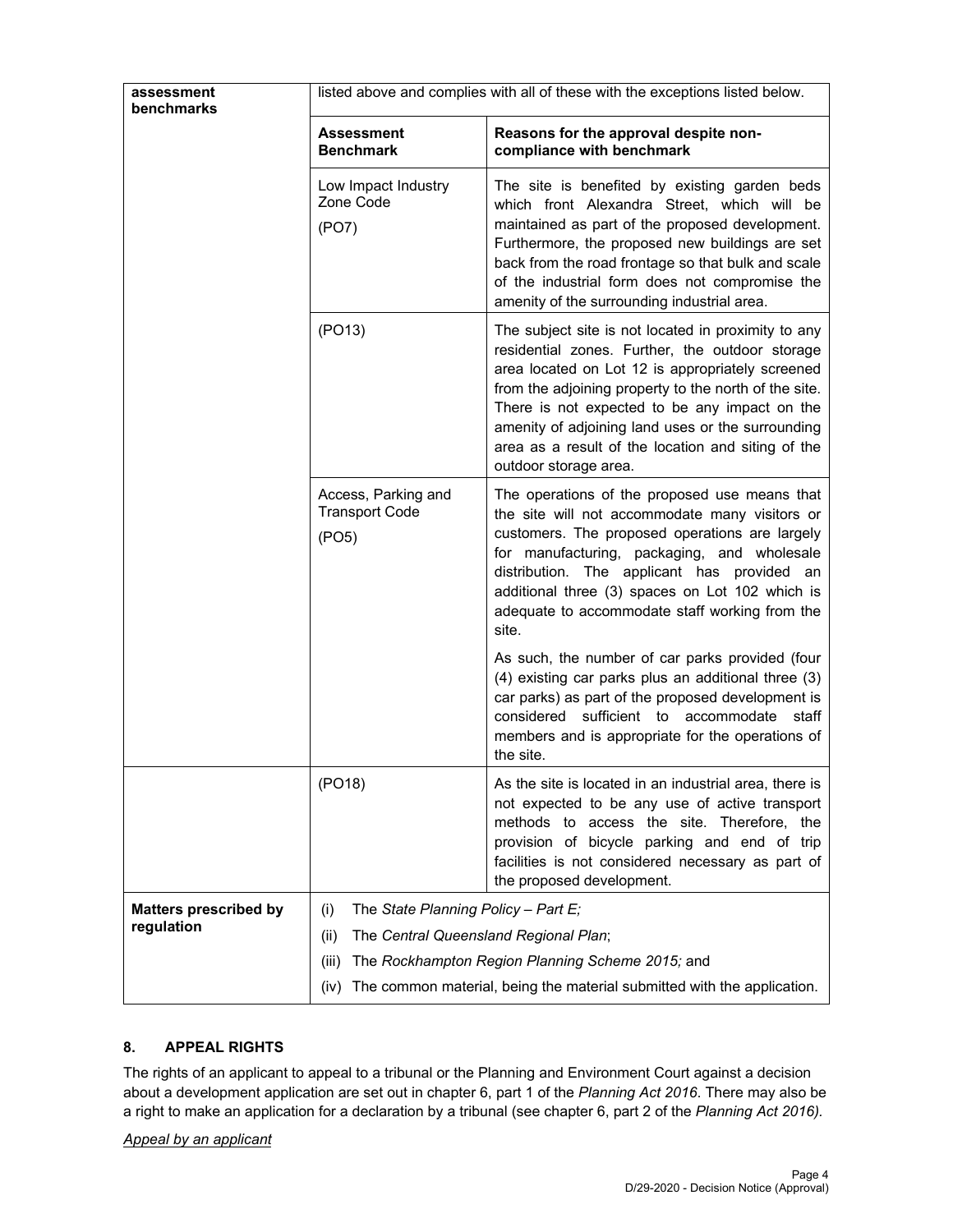| assessment benchmarks | listed above and complies with all of these with the exceptions listed below. | |
|---|---|---|
| | **Assessment Benchmark** | **Reasons for the approval despite non-compliance with benchmark** |
| | Low Impact Industry Zone Code (PO7) | The site is benefited by existing garden beds which front Alexandra Street, which will be maintained as part of the proposed development. Furthermore, the proposed new buildings are set back from the road frontage so that bulk and scale of the industrial form does not compromise the amenity of the surrounding industrial area. |
| | (PO13) | The subject site is not located in proximity to any residential zones. Further, the outdoor storage area located on Lot 12 is appropriately screened from the adjoining property to the north of the site. There is not expected to be any impact on the amenity of adjoining land uses or the surrounding area as a result of the location and siting of the outdoor storage area. |
| | Access, Parking and Transport Code (PO5) | The operations of the proposed use means that the site will not accommodate many visitors or customers. The proposed operations are largely for manufacturing, packaging, and wholesale distribution. The applicant has provided an additional three (3) spaces on Lot 102 which is adequate to accommodate staff working from the site.<br><br>As such, the number of car parks provided (four (4) existing car parks plus an additional three (3) car parks) as part of the proposed development is considered sufficient to accommodate staff members and is appropriate for the operations of the site. |
| | (PO18) | As the site is located in an industrial area, there is not expected to be any use of active transport methods to access the site. Therefore, the provision of bicycle parking and end of trip facilities is not considered necessary as part of the proposed development. |
| **Matters prescribed by regulation** | (i) The *State Planning Policy – Part E;*<br>(ii) The *Central Queensland Regional Plan*;<br>(iii) The *Rockhampton Region Planning Scheme 2015;* and<br>(iv) The common material, being the material submitted with the application. | |

## 8. APPEAL RIGHTS

The rights of an applicant to appeal to a tribunal or the Planning and Environment Court against a decision about a development application are set out in chapter 6, part 1 of the *Planning Act 2016*. There may also be a right to make an application for a declaration by a tribunal (see chapter 6, part 2 of the *Planning Act 2016).*

*Appeal by an applicant*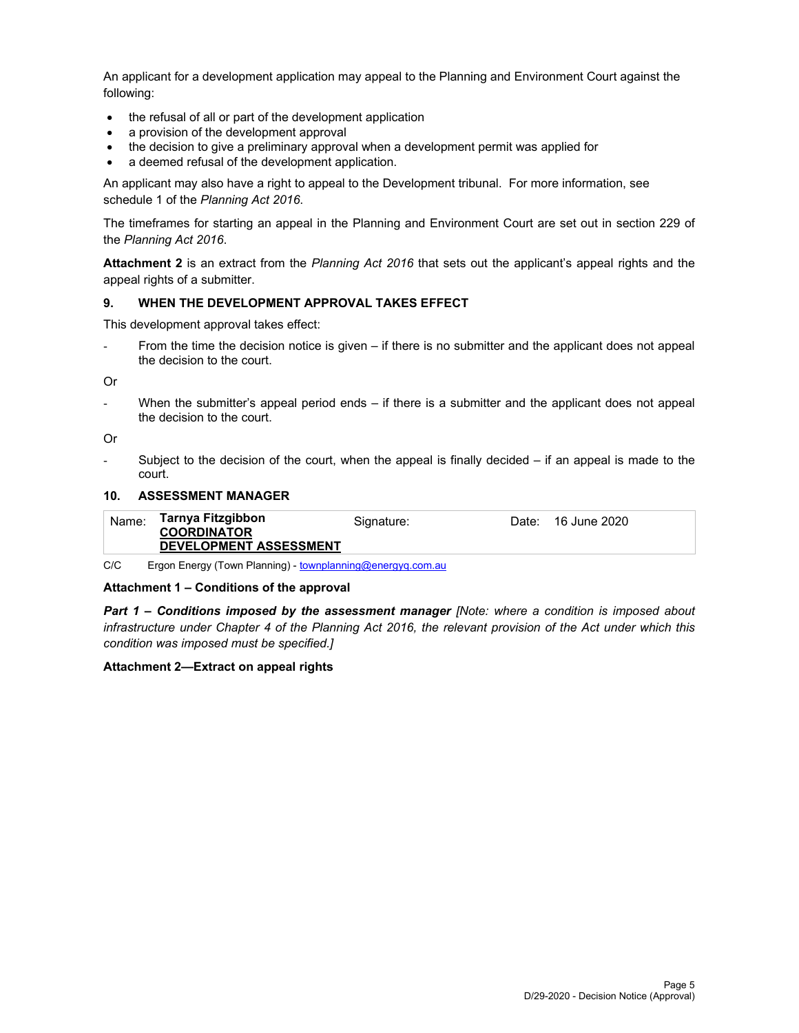An applicant for a development application may appeal to the Planning and Environment Court against the following:

- the refusal of all or part of the development application
- a provision of the development approval
- the decision to give a preliminary approval when a development permit was applied for
- a deemed refusal of the development application.

An applicant may also have a right to appeal to the Development tribunal. For more information, see schedule 1 of the *Planning Act 2016*.

The timeframes for starting an appeal in the Planning and Environment Court are set out in section 229 of the *Planning Act 2016*.

**Attachment 2** is an extract from the *Planning Act 2016* that sets out the applicant's appeal rights and the appeal rights of a submitter.

### 9. WHEN THE DEVELOPMENT APPROVAL TAKES EFFECT

This development approval takes effect:

- From the time the decision notice is given – if there is no submitter and the applicant does not appeal the decision to the court.

Or

- When the submitter's appeal period ends – if there is a submitter and the applicant does not appeal the decision to the court.

Or

- Subject to the decision of the court, when the appeal is finally decided – if an appeal is made to the court.

### 10. ASSESSMENT MANAGER

| Name: | **Tarnya Fitzgibbon**<br>**COORDINATOR**<br>**DEVELOPMENT ASSESSMENT** | Signature: | Date: | 16 June 2020 |
|---|---|---|---|---|

C/C Ergon Energy (Town Planning) - townplanning@energyq.com.au

**Attachment 1 – Conditions of the approval**

***Part 1 – Conditions imposed by the assessment manager*** *[Note: where a condition is imposed about infrastructure under Chapter 4 of the Planning Act 2016, the relevant provision of the Act under which this condition was imposed must be specified.]*

**Attachment 2—Extract on appeal rights**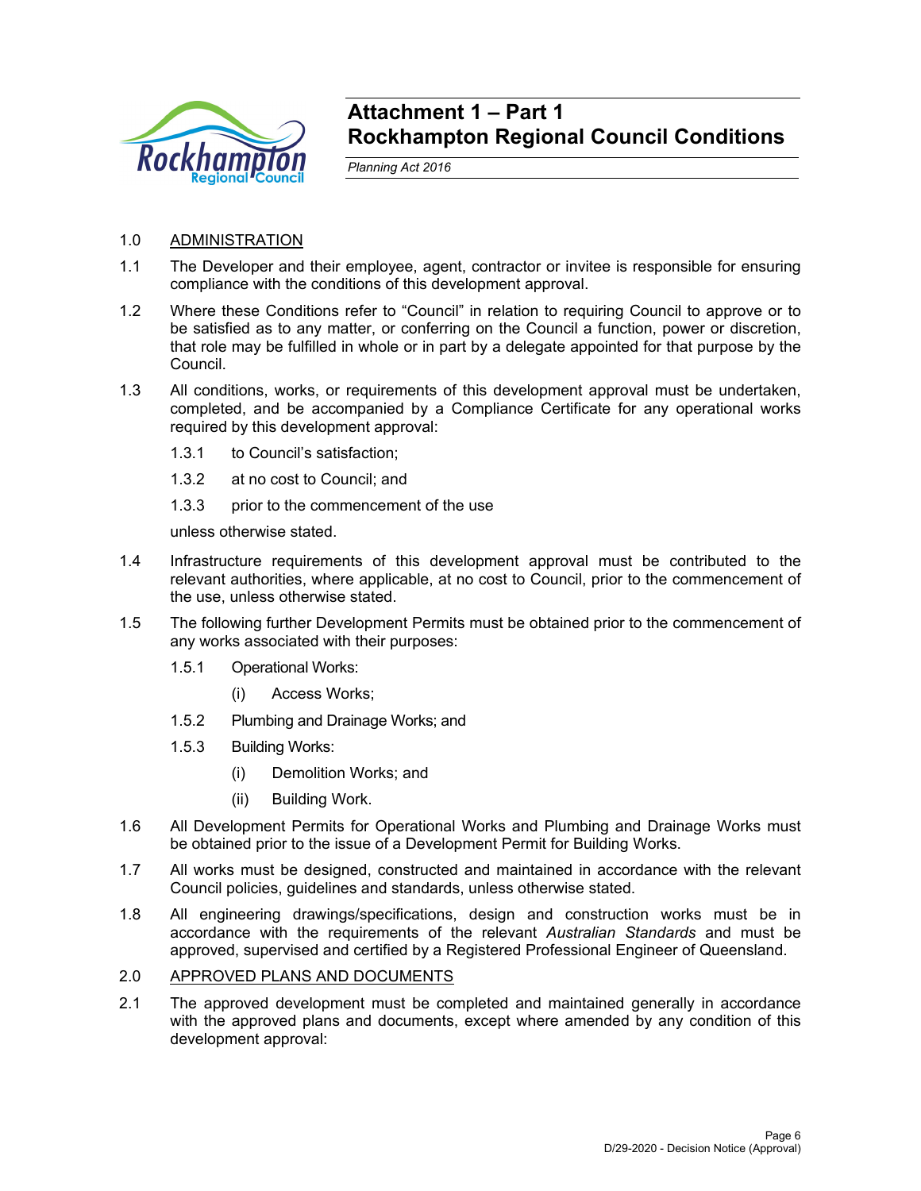# Attachment 1 – Part 1
# Rockhampton Regional Council Conditions

*Planning Act 2016*

1.0 ADMINISTRATION

1.1 The Developer and their employee, agent, contractor or invitee is responsible for ensuring compliance with the conditions of this development approval.

1.2 Where these Conditions refer to "Council" in relation to requiring Council to approve or to be satisfied as to any matter, or conferring on the Council a function, power or discretion, that role may be fulfilled in whole or in part by a delegate appointed for that purpose by the Council.

1.3 All conditions, works, or requirements of this development approval must be undertaken, completed, and be accompanied by a Compliance Certificate for any operational works required by this development approval:

- 1.3.1 to Council's satisfaction;
- 1.3.2 at no cost to Council; and
- 1.3.3 prior to the commencement of the use

unless otherwise stated.

1.4 Infrastructure requirements of this development approval must be contributed to the relevant authorities, where applicable, at no cost to Council, prior to the commencement of the use, unless otherwise stated.

1.5 The following further Development Permits must be obtained prior to the commencement of any works associated with their purposes:

- 1.5.1 Operational Works:
  - (i) Access Works;
- 1.5.2 Plumbing and Drainage Works; and
- 1.5.3 Building Works:
  - (i) Demolition Works; and
  - (ii) Building Work.

1.6 All Development Permits for Operational Works and Plumbing and Drainage Works must be obtained prior to the issue of a Development Permit for Building Works.

1.7 All works must be designed, constructed and maintained in accordance with the relevant Council policies, guidelines and standards, unless otherwise stated.

1.8 All engineering drawings/specifications, design and construction works must be in accordance with the requirements of the relevant *Australian Standards* and must be approved, supervised and certified by a Registered Professional Engineer of Queensland.

2.0 APPROVED PLANS AND DOCUMENTS

2.1 The approved development must be completed and maintained generally in accordance with the approved plans and documents, except where amended by any condition of this development approval: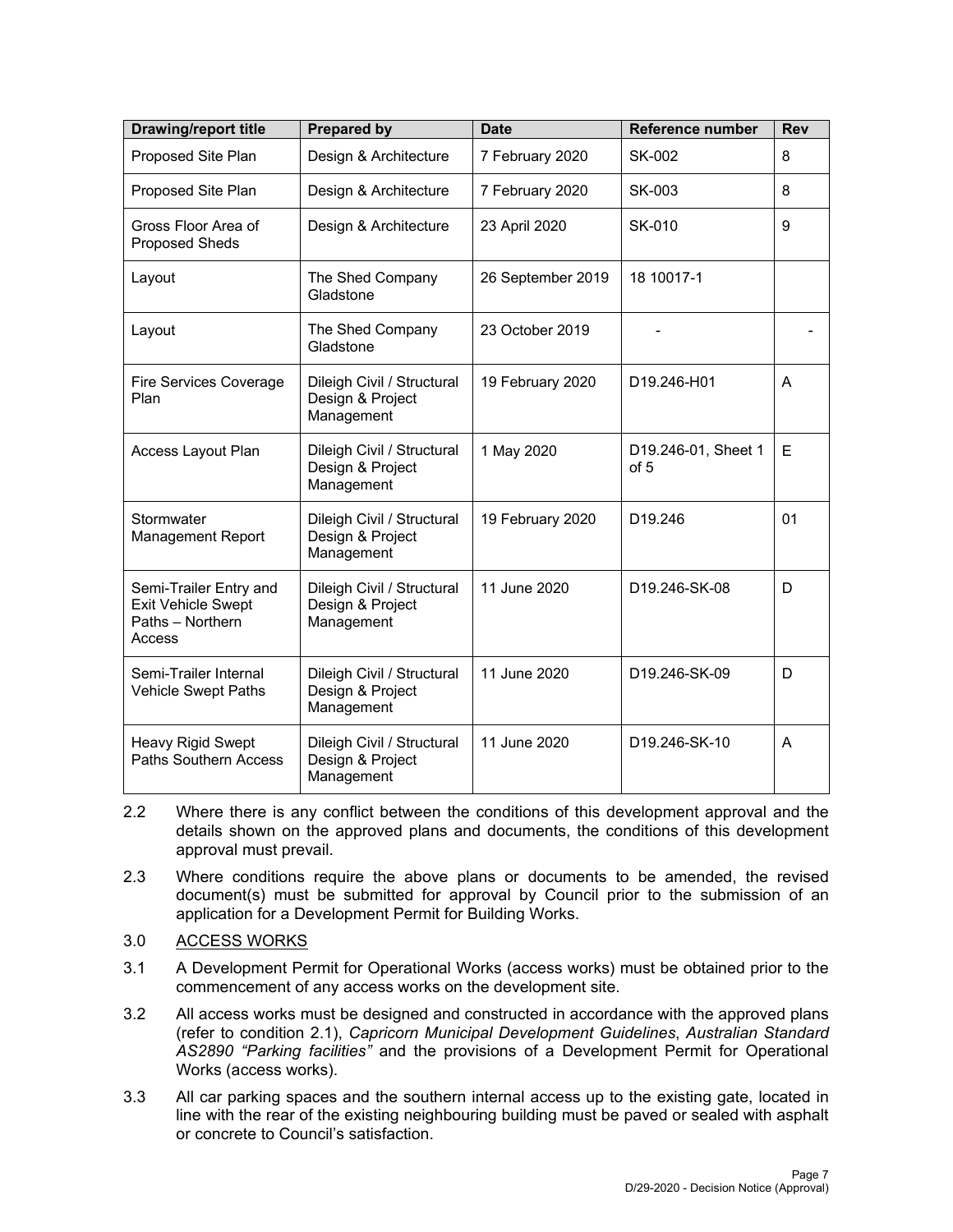| Drawing/report title | Prepared by | Date | Reference number | Rev |
|---|---|---|---|---|
| Proposed Site Plan | Design & Architecture | 7 February 2020 | SK-002 | 8 |
| Proposed Site Plan | Design & Architecture | 7 February 2020 | SK-003 | 8 |
| Gross Floor Area of Proposed Sheds | Design & Architecture | 23 April 2020 | SK-010 | 9 |
| Layout | The Shed Company Gladstone | 26 September 2019 | 18 10017-1 | |
| Layout | The Shed Company Gladstone | 23 October 2019 | - | - |
| Fire Services Coverage Plan | Dileigh Civil / Structural Design & Project Management | 19 February 2020 | D19.246-H01 | A |
| Access Layout Plan | Dileigh Civil / Structural Design & Project Management | 1 May 2020 | D19.246-01, Sheet 1 of 5 | E |
| Stormwater Management Report | Dileigh Civil / Structural Design & Project Management | 19 February 2020 | D19.246 | 01 |
| Semi-Trailer Entry and Exit Vehicle Swept Paths – Northern Access | Dileigh Civil / Structural Design & Project Management | 11 June 2020 | D19.246-SK-08 | D |
| Semi-Trailer Internal Vehicle Swept Paths | Dileigh Civil / Structural Design & Project Management | 11 June 2020 | D19.246-SK-09 | D |
| Heavy Rigid Swept Paths Southern Access | Dileigh Civil / Structural Design & Project Management | 11 June 2020 | D19.246-SK-10 | A |

2.2 Where there is any conflict between the conditions of this development approval and the details shown on the approved plans and documents, the conditions of this development approval must prevail.

2.3 Where conditions require the above plans or documents to be amended, the revised document(s) must be submitted for approval by Council prior to the submission of an application for a Development Permit for Building Works.

3.0 ACCESS WORKS

3.1 A Development Permit for Operational Works (access works) must be obtained prior to the commencement of any access works on the development site.

3.2 All access works must be designed and constructed in accordance with the approved plans (refer to condition 2.1), *Capricorn Municipal Development Guidelines*, *Australian Standard AS2890 "Parking facilities"* and the provisions of a Development Permit for Operational Works (access works).

3.3 All car parking spaces and the southern internal access up to the existing gate, located in line with the rear of the existing neighbouring building must be paved or sealed with asphalt or concrete to Council's satisfaction.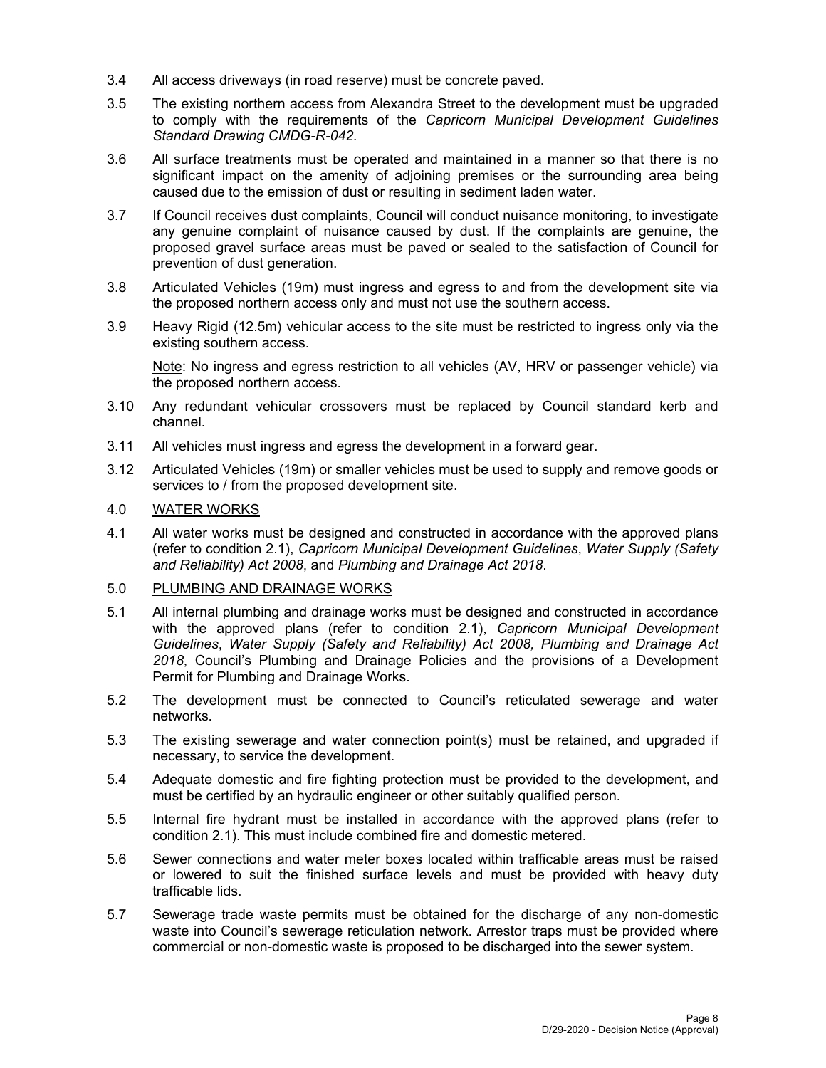3.4 All access driveways (in road reserve) must be concrete paved.

3.5 The existing northern access from Alexandra Street to the development must be upgraded to comply with the requirements of the *Capricorn Municipal Development Guidelines Standard Drawing CMDG-R-042*.

3.6 All surface treatments must be operated and maintained in a manner so that there is no significant impact on the amenity of adjoining premises or the surrounding area being caused due to the emission of dust or resulting in sediment laden water.

3.7 If Council receives dust complaints, Council will conduct nuisance monitoring, to investigate any genuine complaint of nuisance caused by dust. If the complaints are genuine, the proposed gravel surface areas must be paved or sealed to the satisfaction of Council for prevention of dust generation.

3.8 Articulated Vehicles (19m) must ingress and egress to and from the development site via the proposed northern access only and must not use the southern access.

3.9 Heavy Rigid (12.5m) vehicular access to the site must be restricted to ingress only via the existing southern access.

Note: No ingress and egress restriction to all vehicles (AV, HRV or passenger vehicle) via the proposed northern access.

3.10 Any redundant vehicular crossovers must be replaced by Council standard kerb and channel.

3.11 All vehicles must ingress and egress the development in a forward gear.

3.12 Articulated Vehicles (19m) or smaller vehicles must be used to supply and remove goods or services to / from the proposed development site.

## 4.0 WATER WORKS

4.1 All water works must be designed and constructed in accordance with the approved plans (refer to condition 2.1), *Capricorn Municipal Development Guidelines*, *Water Supply (Safety and Reliability) Act 2008*, and *Plumbing and Drainage Act 2018*.

## 5.0 PLUMBING AND DRAINAGE WORKS

5.1 All internal plumbing and drainage works must be designed and constructed in accordance with the approved plans (refer to condition 2.1), *Capricorn Municipal Development Guidelines*, *Water Supply (Safety and Reliability) Act 2008, Plumbing and Drainage Act 2018*, Council's Plumbing and Drainage Policies and the provisions of a Development Permit for Plumbing and Drainage Works.

5.2 The development must be connected to Council's reticulated sewerage and water networks.

5.3 The existing sewerage and water connection point(s) must be retained, and upgraded if necessary, to service the development.

5.4 Adequate domestic and fire fighting protection must be provided to the development, and must be certified by an hydraulic engineer or other suitably qualified person.

5.5 Internal fire hydrant must be installed in accordance with the approved plans (refer to condition 2.1). This must include combined fire and domestic metered.

5.6 Sewer connections and water meter boxes located within trafficable areas must be raised or lowered to suit the finished surface levels and must be provided with heavy duty trafficable lids.

5.7 Sewerage trade waste permits must be obtained for the discharge of any non-domestic waste into Council's sewerage reticulation network. Arrestor traps must be provided where commercial or non-domestic waste is proposed to be discharged into the sewer system.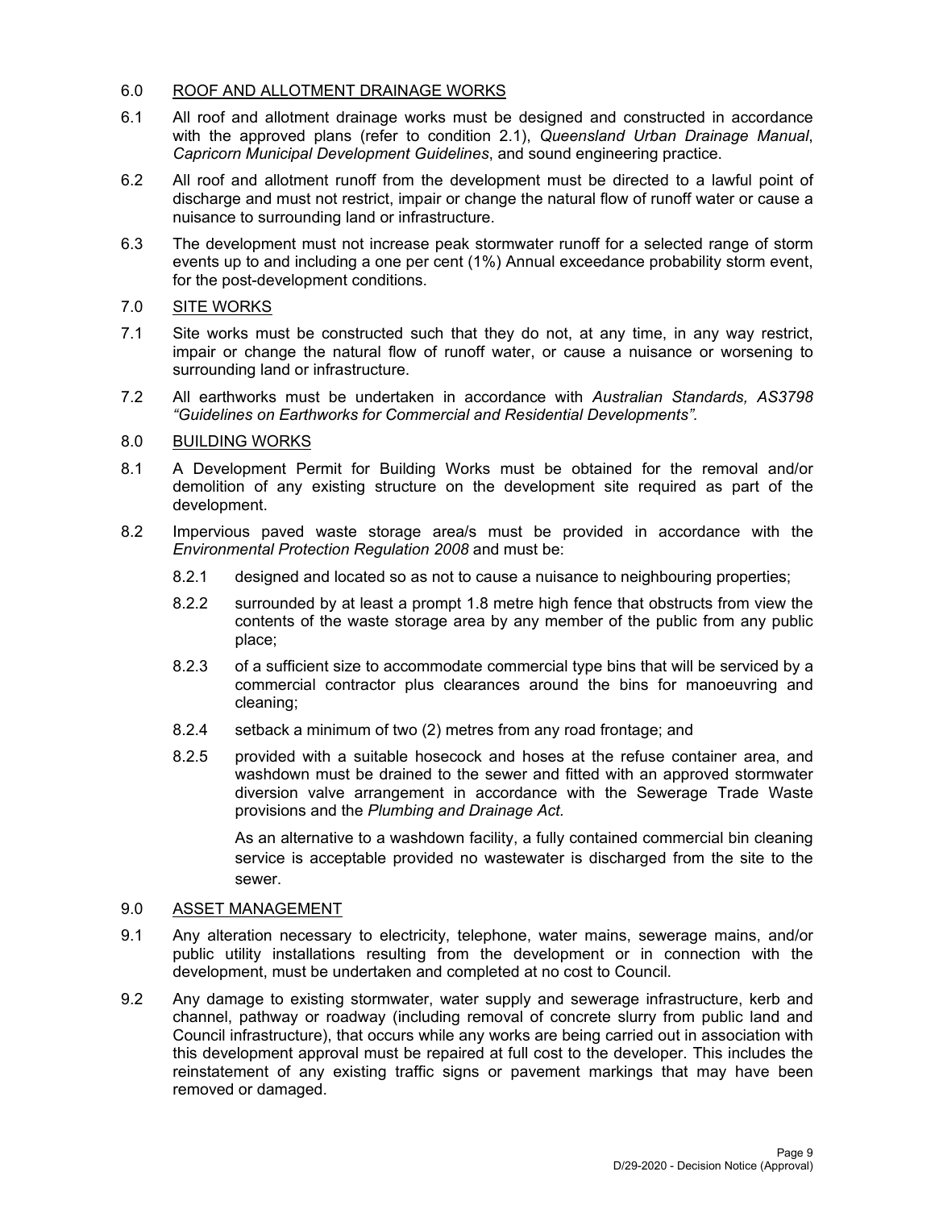## 6.0 ROOF AND ALLOTMENT DRAINAGE WORKS

6.1 All roof and allotment drainage works must be designed and constructed in accordance with the approved plans (refer to condition 2.1), *Queensland Urban Drainage Manual*, *Capricorn Municipal Development Guidelines*, and sound engineering practice.

6.2 All roof and allotment runoff from the development must be directed to a lawful point of discharge and must not restrict, impair or change the natural flow of runoff water or cause a nuisance to surrounding land or infrastructure.

6.3 The development must not increase peak stormwater runoff for a selected range of storm events up to and including a one per cent (1%) Annual exceedance probability storm event, for the post-development conditions.

## 7.0 SITE WORKS

7.1 Site works must be constructed such that they do not, at any time, in any way restrict, impair or change the natural flow of runoff water, or cause a nuisance or worsening to surrounding land or infrastructure.

7.2 All earthworks must be undertaken in accordance with *Australian Standards, AS3798 "Guidelines on Earthworks for Commercial and Residential Developments".*

## 8.0 BUILDING WORKS

8.1 A Development Permit for Building Works must be obtained for the removal and/or demolition of any existing structure on the development site required as part of the development.

8.2 Impervious paved waste storage area/s must be provided in accordance with the *Environmental Protection Regulation 2008* and must be:

8.2.1 designed and located so as not to cause a nuisance to neighbouring properties;

8.2.2 surrounded by at least a prompt 1.8 metre high fence that obstructs from view the contents of the waste storage area by any member of the public from any public place;

8.2.3 of a sufficient size to accommodate commercial type bins that will be serviced by a commercial contractor plus clearances around the bins for manoeuvring and cleaning;

8.2.4 setback a minimum of two (2) metres from any road frontage; and

8.2.5 provided with a suitable hosecock and hoses at the refuse container area, and washdown must be drained to the sewer and fitted with an approved stormwater diversion valve arrangement in accordance with the Sewerage Trade Waste provisions and the *Plumbing and Drainage Act.*

As an alternative to a washdown facility, a fully contained commercial bin cleaning service is acceptable provided no wastewater is discharged from the site to the sewer.

## 9.0 ASSET MANAGEMENT

9.1 Any alteration necessary to electricity, telephone, water mains, sewerage mains, and/or public utility installations resulting from the development or in connection with the development, must be undertaken and completed at no cost to Council.

9.2 Any damage to existing stormwater, water supply and sewerage infrastructure, kerb and channel, pathway or roadway (including removal of concrete slurry from public land and Council infrastructure), that occurs while any works are being carried out in association with this development approval must be repaired at full cost to the developer. This includes the reinstatement of any existing traffic signs or pavement markings that may have been removed or damaged.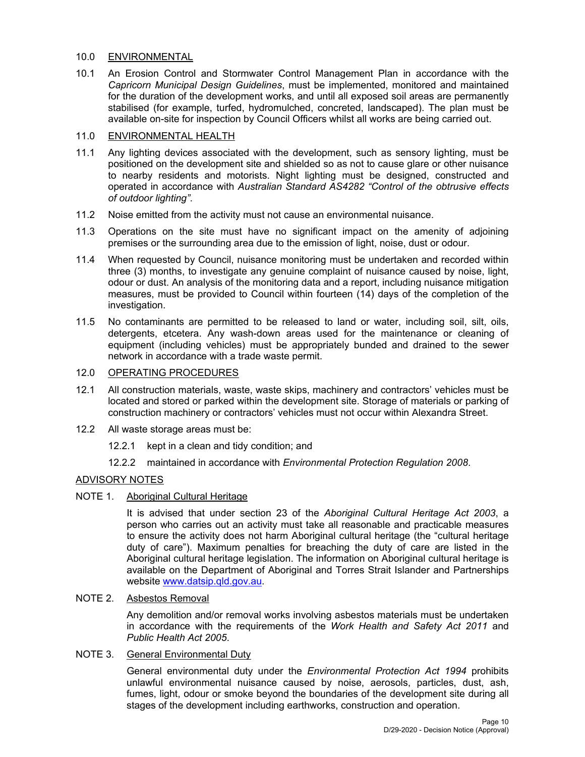## 10.0 ENVIRONMENTAL

10.1 An Erosion Control and Stormwater Control Management Plan in accordance with the *Capricorn Municipal Design Guidelines*, must be implemented, monitored and maintained for the duration of the development works, and until all exposed soil areas are permanently stabilised (for example, turfed, hydromulched, concreted, landscaped). The plan must be available on-site for inspection by Council Officers whilst all works are being carried out.

## 11.0 ENVIRONMENTAL HEALTH

11.1 Any lighting devices associated with the development, such as sensory lighting, must be positioned on the development site and shielded so as not to cause glare or other nuisance to nearby residents and motorists. Night lighting must be designed, constructed and operated in accordance with *Australian Standard AS4282 "Control of the obtrusive effects of outdoor lighting"*.

11.2 Noise emitted from the activity must not cause an environmental nuisance.

11.3 Operations on the site must have no significant impact on the amenity of adjoining premises or the surrounding area due to the emission of light, noise, dust or odour.

11.4 When requested by Council, nuisance monitoring must be undertaken and recorded within three (3) months, to investigate any genuine complaint of nuisance caused by noise, light, odour or dust. An analysis of the monitoring data and a report, including nuisance mitigation measures, must be provided to Council within fourteen (14) days of the completion of the investigation.

11.5 No contaminants are permitted to be released to land or water, including soil, silt, oils, detergents, etcetera. Any wash-down areas used for the maintenance or cleaning of equipment (including vehicles) must be appropriately bunded and drained to the sewer network in accordance with a trade waste permit.

## 12.0 OPERATING PROCEDURES

12.1 All construction materials, waste, waste skips, machinery and contractors' vehicles must be located and stored or parked within the development site. Storage of materials or parking of construction machinery or contractors' vehicles must not occur within Alexandra Street.

12.2 All waste storage areas must be:

12.2.1 kept in a clean and tidy condition; and

12.2.2 maintained in accordance with *Environmental Protection Regulation 2008*.

## ADVISORY NOTES

### NOTE 1. Aboriginal Cultural Heritage

It is advised that under section 23 of the *Aboriginal Cultural Heritage Act 2003*, a person who carries out an activity must take all reasonable and practicable measures to ensure the activity does not harm Aboriginal cultural heritage (the "cultural heritage duty of care"). Maximum penalties for breaching the duty of care are listed in the Aboriginal cultural heritage legislation. The information on Aboriginal cultural heritage is available on the Department of Aboriginal and Torres Strait Islander and Partnerships website [www.datsip.qld.gov.au](http://www.datsip.qld.gov.au).

### NOTE 2. Asbestos Removal

Any demolition and/or removal works involving asbestos materials must be undertaken in accordance with the requirements of the *Work Health and Safety Act 2011* and *Public Health Act 2005*.

### NOTE 3. General Environmental Duty

General environmental duty under the *Environmental Protection Act 1994* prohibits unlawful environmental nuisance caused by noise, aerosols, particles, dust, ash, fumes, light, odour or smoke beyond the boundaries of the development site during all stages of the development including earthworks, construction and operation.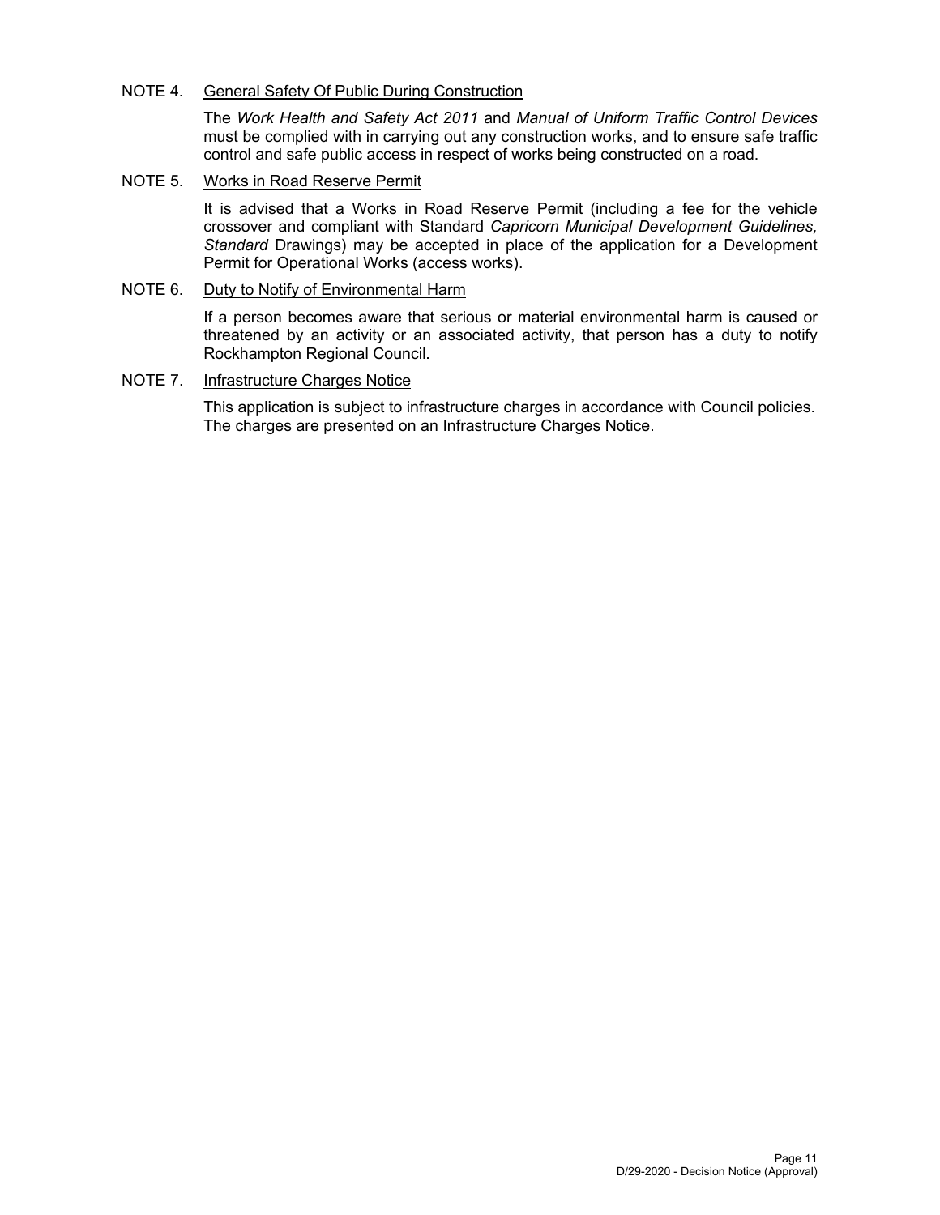NOTE 4. General Safety Of Public During Construction

The *Work Health and Safety Act 2011* and *Manual of Uniform Traffic Control Devices* must be complied with in carrying out any construction works, and to ensure safe traffic control and safe public access in respect of works being constructed on a road.

NOTE 5. Works in Road Reserve Permit

It is advised that a Works in Road Reserve Permit (including a fee for the vehicle crossover and compliant with Standard *Capricorn Municipal Development Guidelines, Standard* Drawings) may be accepted in place of the application for a Development Permit for Operational Works (access works).

NOTE 6. Duty to Notify of Environmental Harm

If a person becomes aware that serious or material environmental harm is caused or threatened by an activity or an associated activity, that person has a duty to notify Rockhampton Regional Council.

NOTE 7. Infrastructure Charges Notice

This application is subject to infrastructure charges in accordance with Council policies. The charges are presented on an Infrastructure Charges Notice.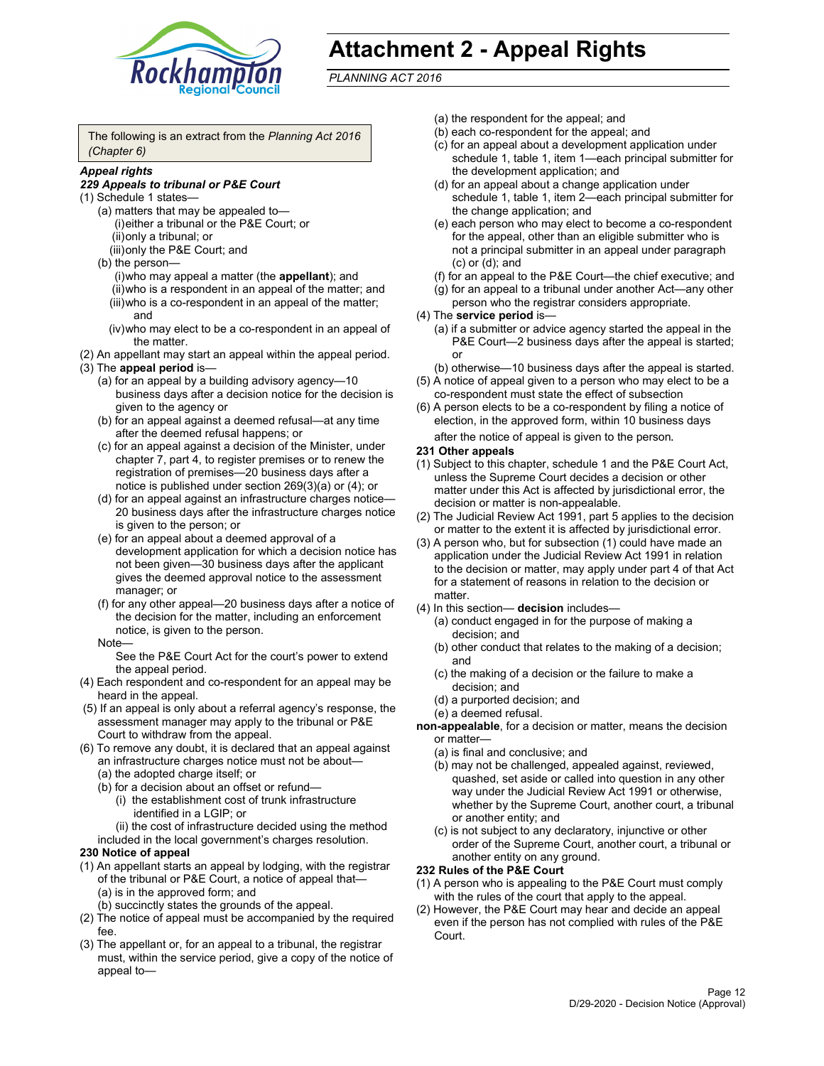# Attachment 2 - Appeal Rights

*PLANNING ACT 2016*

The following is an extract from the *Planning Act 2016 (Chapter 6)*

***Appeal rights***

***229 Appeals to tribunal or P&E Court***

(1) Schedule 1 states—

   (a) matters that may be appealed to—

      (i) either a tribunal or the P&E Court; or

      (ii) only a tribunal; or

      (iii) only the P&E Court; and

   (b) the person—

      (i) who may appeal a matter (the **appellant**); and

      (ii) who is a respondent in an appeal of the matter; and

      (iii) who is a co-respondent in an appeal of the matter; and

      (iv) who may elect to be a co-respondent in an appeal of the matter.

(2) An appellant may start an appeal within the appeal period.

(3) The **appeal period** is—

   (a) for an appeal by a building advisory agency—10 business days after a decision notice for the decision is given to the agency or

   (b) for an appeal against a deemed refusal—at any time after the deemed refusal happens; or

   (c) for an appeal against a decision of the Minister, under chapter 7, part 4, to register premises or to renew the registration of premises—20 business days after a notice is published under section 269(3)(a) or (4); or

   (d) for an appeal against an infrastructure charges notice—20 business days after the infrastructure charges notice is given to the person; or

   (e) for an appeal about a deemed approval of a development application for which a decision notice has not been given—30 business days after the applicant gives the deemed approval notice to the assessment manager; or

   (f) for any other appeal—20 business days after a notice of the decision for the matter, including an enforcement notice, is given to the person.

   Note—

   See the P&E Court Act for the court's power to extend the appeal period.

(4) Each respondent and co-respondent for an appeal may be heard in the appeal.

(5) If an appeal is only about a referral agency's response, the assessment manager may apply to the tribunal or P&E Court to withdraw from the appeal.

(6) To remove any doubt, it is declared that an appeal against an infrastructure charges notice must not be about—

   (a) the adopted charge itself; or

   (b) for a decision about an offset or refund—

      (i) the establishment cost of trunk infrastructure identified in a LGIP; or

      (ii) the cost of infrastructure decided using the method included in the local government's charges resolution.

**230 Notice of appeal**

(1) An appellant starts an appeal by lodging, with the registrar of the tribunal or P&E Court, a notice of appeal that—

   (a) is in the approved form; and

   (b) succinctly states the grounds of the appeal.

(2) The notice of appeal must be accompanied by the required fee.

(3) The appellant or, for an appeal to a tribunal, the registrar must, within the service period, give a copy of the notice of appeal to—

   (a) the respondent for the appeal; and

   (b) each co-respondent for the appeal; and

   (c) for an appeal about a development application under schedule 1, table 1, item 1—each principal submitter for the development application; and

   (d) for an appeal about a change application under schedule 1, table 1, item 2—each principal submitter for the change application; and

   (e) each person who may elect to become a co-respondent for the appeal, other than an eligible submitter who is not a principal submitter in an appeal under paragraph (c) or (d); and

   (f) for an appeal to the P&E Court—the chief executive; and

   (g) for an appeal to a tribunal under another Act—any other person who the registrar considers appropriate.

(4) The **service period** is—

   (a) if a submitter or advice agency started the appeal in the P&E Court—2 business days after the appeal is started; or

   (b) otherwise—10 business days after the appeal is started.

(5) A notice of appeal given to a person who may elect to be a co-respondent must state the effect of subsection

(6) A person elects to be a co-respondent by filing a notice of election, in the approved form, within 10 business days after the notice of appeal is given to the person.

**231 Other appeals**

(1) Subject to this chapter, schedule 1 and the P&E Court Act, unless the Supreme Court decides a decision or other matter under this Act is affected by jurisdictional error, the decision or matter is non-appealable.

(2) The Judicial Review Act 1991, part 5 applies to the decision or matter to the extent it is affected by jurisdictional error.

(3) A person who, but for subsection (1) could have made an application under the Judicial Review Act 1991 in relation to the decision or matter, may apply under part 4 of that Act for a statement of reasons in relation to the decision or matter.

(4) In this section— **decision** includes—

   (a) conduct engaged in for the purpose of making a decision; and

   (b) other conduct that relates to the making of a decision; and

   (c) the making of a decision or the failure to make a decision; and

   (d) a purported decision; and

   (e) a deemed refusal.

**non-appealable**, for a decision or matter, means the decision or matter—

   (a) is final and conclusive; and

   (b) may not be challenged, appealed against, reviewed, quashed, set aside or called into question in any other way under the Judicial Review Act 1991 or otherwise, whether by the Supreme Court, another court, a tribunal or another entity; and

   (c) is not subject to any declaratory, injunctive or other order of the Supreme Court, another court, a tribunal or another entity on any ground.

**232 Rules of the P&E Court**

(1) A person who is appealing to the P&E Court must comply with the rules of the court that apply to the appeal.

(2) However, the P&E Court may hear and decide an appeal even if the person has not complied with rules of the P&E Court.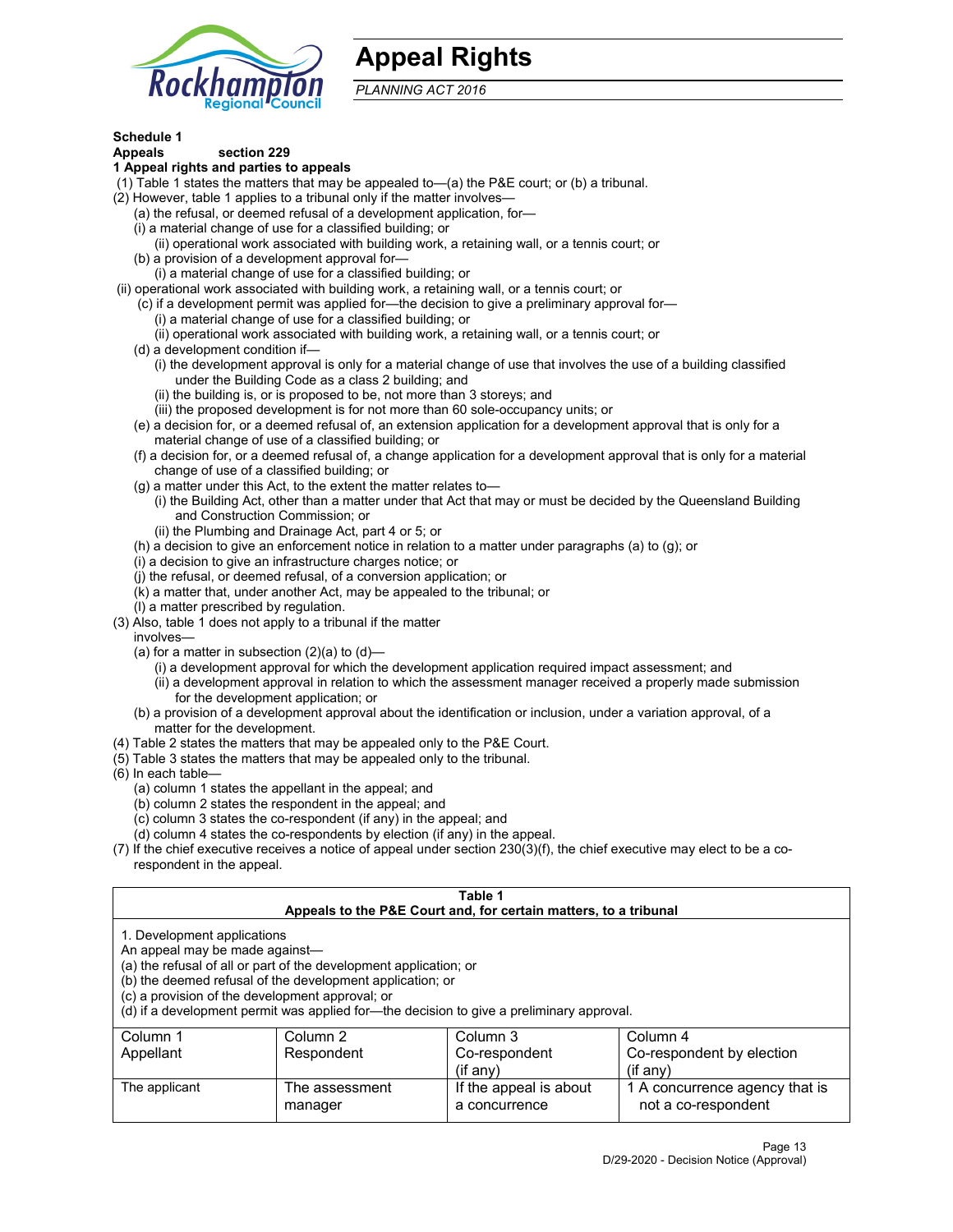# Appeal Rights

*PLANNING ACT 2016*

**Schedule 1**

**Appeals section 229**

**1 Appeal rights and parties to appeals**

(1) Table 1 states the matters that may be appealed to—(a) the P&E court; or (b) a tribunal.

(2) However, table 1 applies to a tribunal only if the matter involves—

(a) the refusal, or deemed refusal of a development application, for—

(i) a material change of use for a classified building; or

(ii) operational work associated with building work, a retaining wall, or a tennis court; or

(b) a provision of a development approval for—

(i) a material change of use for a classified building; or

(ii) operational work associated with building work, a retaining wall, or a tennis court; or

(c) if a development permit was applied for—the decision to give a preliminary approval for—

(i) a material change of use for a classified building; or

(ii) operational work associated with building work, a retaining wall, or a tennis court; or

(d) a development condition if—

(i) the development approval is only for a material change of use that involves the use of a building classified under the Building Code as a class 2 building; and

(ii) the building is, or is proposed to be, not more than 3 storeys; and

(iii) the proposed development is for not more than 60 sole-occupancy units; or

(e) a decision for, or a deemed refusal of, an extension application for a development approval that is only for a material change of use of a classified building; or

(f) a decision for, or a deemed refusal of, a change application for a development approval that is only for a material change of use of a classified building; or

(g) a matter under this Act, to the extent the matter relates to—

(i) the Building Act, other than a matter under that Act that may or must be decided by the Queensland Building and Construction Commission; or

(ii) the Plumbing and Drainage Act, part 4 or 5; or

(h) a decision to give an enforcement notice in relation to a matter under paragraphs (a) to (g); or

(i) a decision to give an infrastructure charges notice; or

(j) the refusal, or deemed refusal, of a conversion application; or

(k) a matter that, under another Act, may be appealed to the tribunal; or

(l) a matter prescribed by regulation.

(3) Also, table 1 does not apply to a tribunal if the matter involves—

(a) for a matter in subsection (2)(a) to (d)—

(i) a development approval for which the development application required impact assessment; and

(ii) a development approval in relation to which the assessment manager received a properly made submission for the development application; or

(b) a provision of a development approval about the identification or inclusion, under a variation approval, of a matter for the development.

(4) Table 2 states the matters that may be appealed only to the P&E Court.

(5) Table 3 states the matters that may be appealed only to the tribunal.

(6) In each table—

(a) column 1 states the appellant in the appeal; and

(b) column 2 states the respondent in the appeal; and

(c) column 3 states the co-respondent (if any) in the appeal; and

(d) column 4 states the co-respondents by election (if any) in the appeal.

(7) If the chief executive receives a notice of appeal under section 230(3)(f), the chief executive may elect to be a co-respondent in the appeal.

**Table 1**
**Appeals to the P&E Court and, for certain matters, to a tribunal**

1. Development applications

An appeal may be made against—

(a) the refusal of all or part of the development application; or

(b) the deemed refusal of the development application; or

(c) a provision of the development approval; or

(d) if a development permit was applied for—the decision to give a preliminary approval.

| Column 1<br>Appellant | Column 2<br>Respondent | Column 3<br>Co-respondent<br>(if any) | Column 4<br>Co-respondent by election<br>(if any) |
|---|---|---|---|
| The applicant | The assessment manager | If the appeal is about a concurrence | 1 A concurrence agency that is not a co-respondent |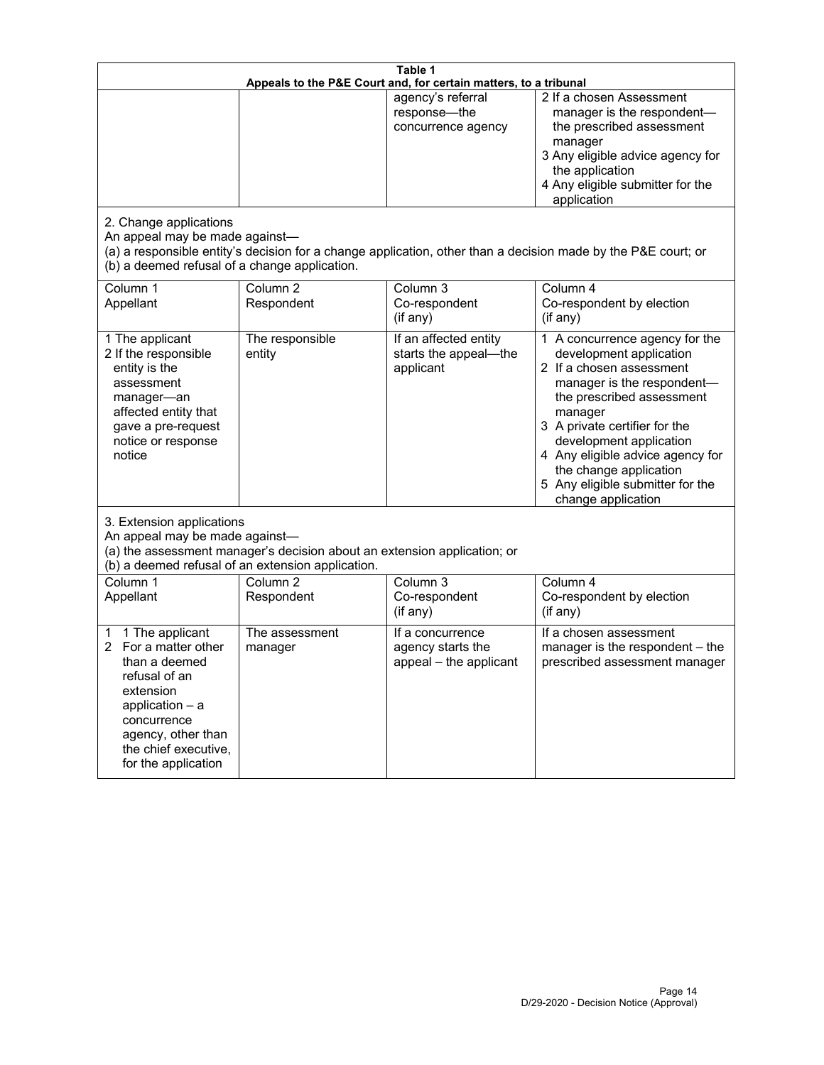**Table 1**
**Appeals to the P&E Court and, for certain matters, to a tribunal**

| | | | |
|---|---|---|---|
| | | agency's referral response—the concurrence agency | 2 If a chosen Assessment manager is the respondent—the prescribed assessment manager<br>3 Any eligible advice agency for the application<br>4 Any eligible submitter for the application |

2. Change applications

An appeal may be made against—

(a) a responsible entity's decision for a change application, other than a decision made by the P&E court; or

(b) a deemed refusal of a change application.

| Column 1<br>Appellant | Column 2<br>Respondent | Column 3<br>Co-respondent<br>(if any) | Column 4<br>Co-respondent by election<br>(if any) |
|---|---|---|---|
| 1 The applicant<br>2 If the responsible entity is the assessment manager—an affected entity that gave a pre-request notice or response notice | The responsible entity | If an affected entity starts the appeal—the applicant | 1 A concurrence agency for the development application<br>2 If a chosen assessment manager is the respondent—the prescribed assessment manager<br>3 A private certifier for the development application<br>4 Any eligible advice agency for the change application<br>5 Any eligible submitter for the change application |

3. Extension applications

An appeal may be made against—

(a) the assessment manager's decision about an extension application; or

(b) a deemed refusal of an extension application.

| Column 1<br>Appellant | Column 2<br>Respondent | Column 3<br>Co-respondent<br>(if any) | Column 4<br>Co-respondent by election<br>(if any) |
|---|---|---|---|
| 1 1 The applicant<br>2 For a matter other than a deemed refusal of an extension application – a concurrence agency, other than the chief executive, for the application | The assessment manager | If a concurrence agency starts the appeal – the applicant | If a chosen assessment manager is the respondent – the prescribed assessment manager |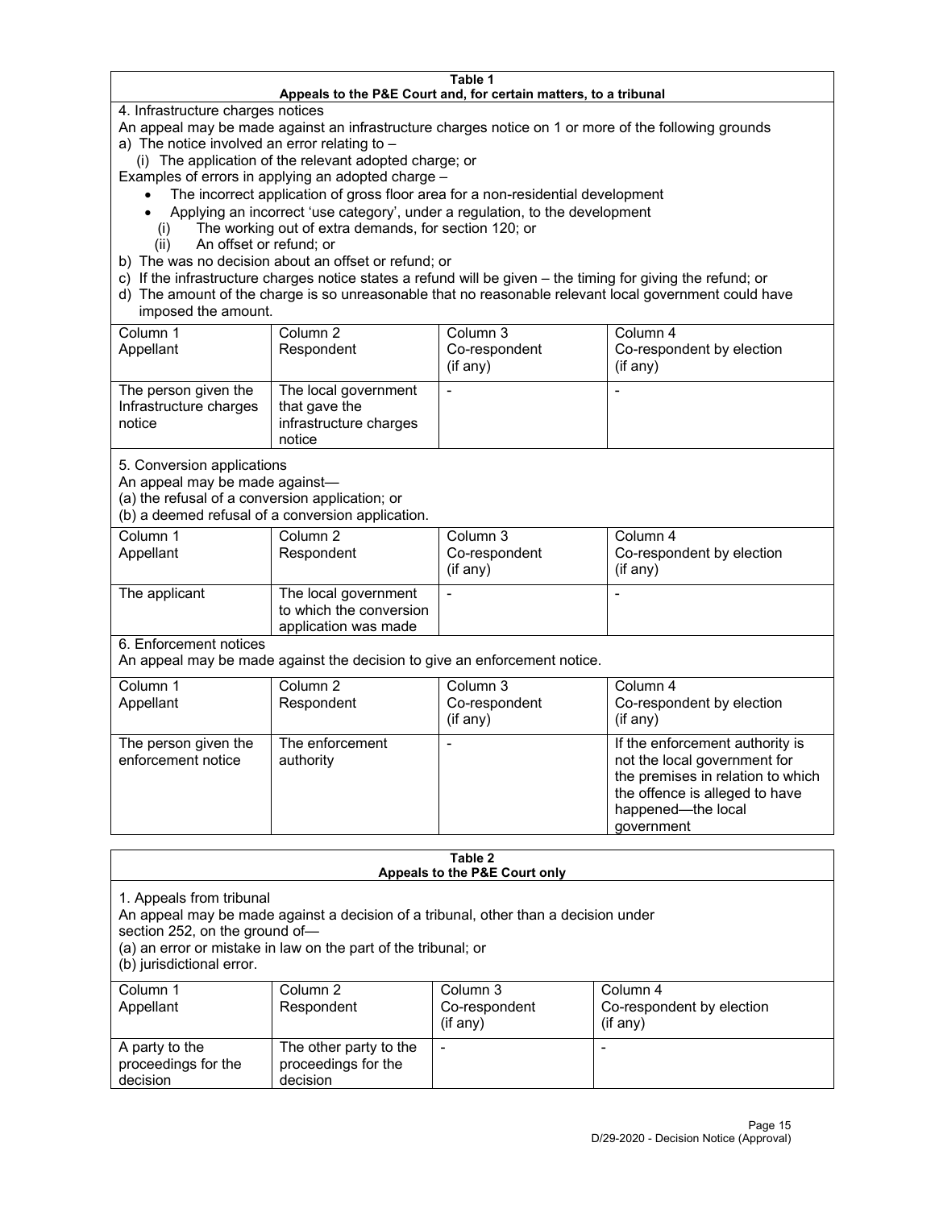**Table 1**
**Appeals to the P&E Court and, for certain matters, to a tribunal**

4. Infrastructure charges notices

An appeal may be made against an infrastructure charges notice on 1 or more of the following grounds

a) The notice involved an error relating to –
   (i) The application of the relevant adopted charge; or

Examples of errors in applying an adopted charge –

- The incorrect application of gross floor area for a non-residential development
- Applying an incorrect 'use category', under a regulation, to the development
   (i) The working out of extra demands, for section 120; or
   (ii) An offset or refund; or

b) The was no decision about an offset or refund; or

c) If the infrastructure charges notice states a refund will be given – the timing for giving the refund; or

d) The amount of the charge is so unreasonable that no reasonable relevant local government could have imposed the amount.

| Column 1<br>Appellant | Column 2<br>Respondent | Column 3<br>Co-respondent<br>(if any) | Column 4<br>Co-respondent by election<br>(if any) |
|---|---|---|---|
| The person given the Infrastructure charges notice | The local government that gave the infrastructure charges notice | - | - |

5. Conversion applications

An appeal may be made against—
(a) the refusal of a conversion application; or
(b) a deemed refusal of a conversion application.

| Column 1<br>Appellant | Column 2<br>Respondent | Column 3<br>Co-respondent<br>(if any) | Column 4<br>Co-respondent by election<br>(if any) |
|---|---|---|---|
| The applicant | The local government to which the conversion application was made | - | - |

6. Enforcement notices

An appeal may be made against the decision to give an enforcement notice.

| Column 1<br>Appellant | Column 2<br>Respondent | Column 3<br>Co-respondent<br>(if any) | Column 4<br>Co-respondent by election<br>(if any) |
|---|---|---|---|
| The person given the enforcement notice | The enforcement authority | - | If the enforcement authority is not the local government for the premises in relation to which the offence is alleged to have happened—the local government |

**Table 2**
**Appeals to the P&E Court only**

1. Appeals from tribunal

An appeal may be made against a decision of a tribunal, other than a decision under section 252, on the ground of—
(a) an error or mistake in law on the part of the tribunal; or
(b) jurisdictional error.

| Column 1<br>Appellant | Column 2<br>Respondent | Column 3<br>Co-respondent<br>(if any) | Column 4<br>Co-respondent by election<br>(if any) |
|---|---|---|---|
| A party to the proceedings for the decision | The other party to the proceedings for the decision | - | - |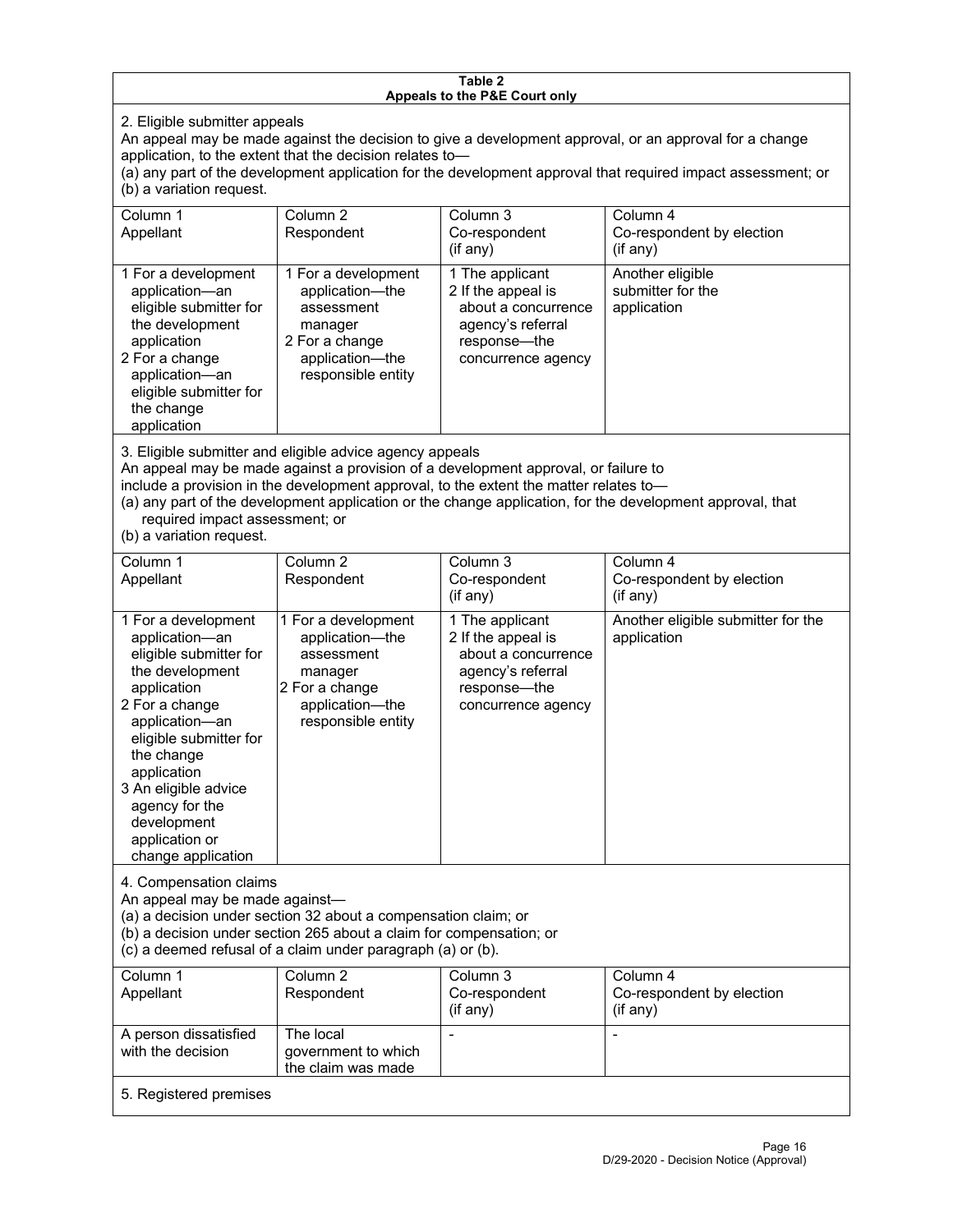**Table 2**
**Appeals to the P&E Court only**

2. Eligible submitter appeals

An appeal may be made against the decision to give a development approval, or an approval for a change application, to the extent that the decision relates to—

(a) any part of the development application for the development approval that required impact assessment; or

(b) a variation request.

| Column 1<br>Appellant | Column 2<br>Respondent | Column 3<br>Co-respondent<br>(if any) | Column 4<br>Co-respondent by election<br>(if any) |
|---|---|---|---|
| 1 For a development application—an eligible submitter for the development application<br>2 For a change application—an eligible submitter for the change application | 1 For a development application—the assessment manager<br>2 For a change application—the responsible entity | 1 The applicant<br>2 If the appeal is about a concurrence agency's referral response—the concurrence agency | Another eligible submitter for the application |

3. Eligible submitter and eligible advice agency appeals

An appeal may be made against a provision of a development approval, or failure to include a provision in the development approval, to the extent the matter relates to—

(a) any part of the development application or the change application, for the development approval, that required impact assessment; or

(b) a variation request.

| Column 1<br>Appellant | Column 2<br>Respondent | Column 3<br>Co-respondent<br>(if any) | Column 4<br>Co-respondent by election<br>(if any) |
|---|---|---|---|
| 1 For a development application—an eligible submitter for the development application<br>2 For a change application—an eligible submitter for the change application<br>3 An eligible advice agency for the development application or change application | 1 For a development application—the assessment manager<br>2 For a change application—the responsible entity | 1 The applicant<br>2 If the appeal is about a concurrence agency's referral response—the concurrence agency | Another eligible submitter for the application |

4. Compensation claims

An appeal may be made against—

(a) a decision under section 32 about a compensation claim; or

(b) a decision under section 265 about a claim for compensation; or

(c) a deemed refusal of a claim under paragraph (a) or (b).

| Column 1<br>Appellant | Column 2<br>Respondent | Column 3<br>Co-respondent<br>(if any) | Column 4<br>Co-respondent by election<br>(if any) |
|---|---|---|---|
| A person dissatisfied with the decision | The local government to which the claim was made | - | - |

5. Registered premises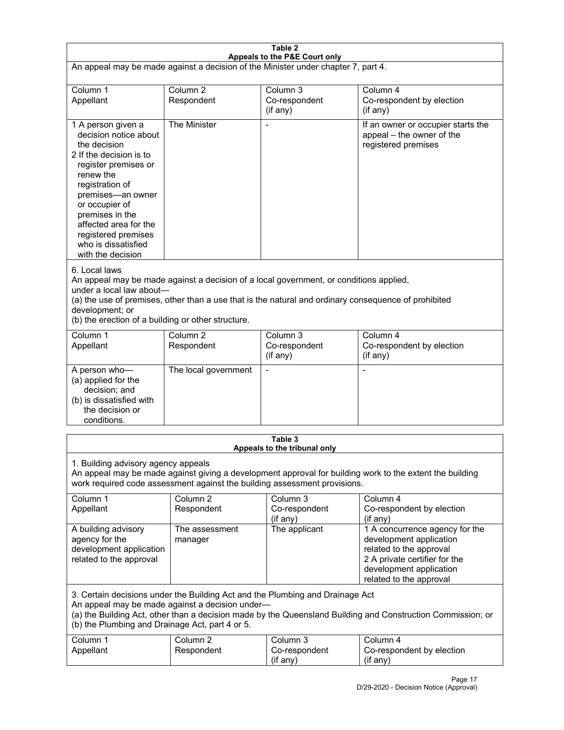**Table 2**
**Appeals to the P&E Court only**

An appeal may be made against a decision of the Minister under chapter 7, part 4.

| Column 1<br>Appellant | Column 2<br>Respondent | Column 3<br>Co-respondent<br>(if any) | Column 4<br>Co-respondent by election<br>(if any) |
|---|---|---|---|
| 1 A person given a decision notice about the decision<br>2 If the decision is to register premises or renew the registration of premises—an owner or occupier of premises in the affected area for the registered premises who is dissatisfied with the decision | The Minister | - | If an owner or occupier starts the appeal – the owner of the registered premises |

6. Local laws

An appeal may be made against a decision of a local government, or conditions applied, under a local law about—

(a) the use of premises, other than a use that is the natural and ordinary consequence of prohibited development; or

(b) the erection of a building or other structure.

| Column 1<br>Appellant | Column 2<br>Respondent | Column 3<br>Co-respondent<br>(if any) | Column 4<br>Co-respondent by election<br>(if any) |
|---|---|---|---|
| A person who—<br>(a) applied for the decision; and<br>(b) is dissatisfied with the decision or conditions. | The local government | - | - |

**Table 3**
**Appeals to the tribunal only**

1. Building advisory agency appeals

An appeal may be made against giving a development approval for building work to the extent the building work required code assessment against the building assessment provisions.

| Column 1<br>Appellant | Column 2<br>Respondent | Column 3<br>Co-respondent<br>(if any) | Column 4<br>Co-respondent by election<br>(if any) |
|---|---|---|---|
| A building advisory agency for the development application related to the approval | The assessment manager | The applicant | 1 A concurrence agency for the development application related to the approval<br>2 A private certifier for the development application related to the approval |

3. Certain decisions under the Building Act and the Plumbing and Drainage Act

An appeal may be made against a decision under—

(a) the Building Act, other than a decision made by the Queensland Building and Construction Commission; or

(b) the Plumbing and Drainage Act, part 4 or 5.

| Column 1<br>Appellant | Column 2<br>Respondent | Column 3<br>Co-respondent<br>(if any) | Column 4<br>Co-respondent by election<br>(if any) |
|---|---|---|---|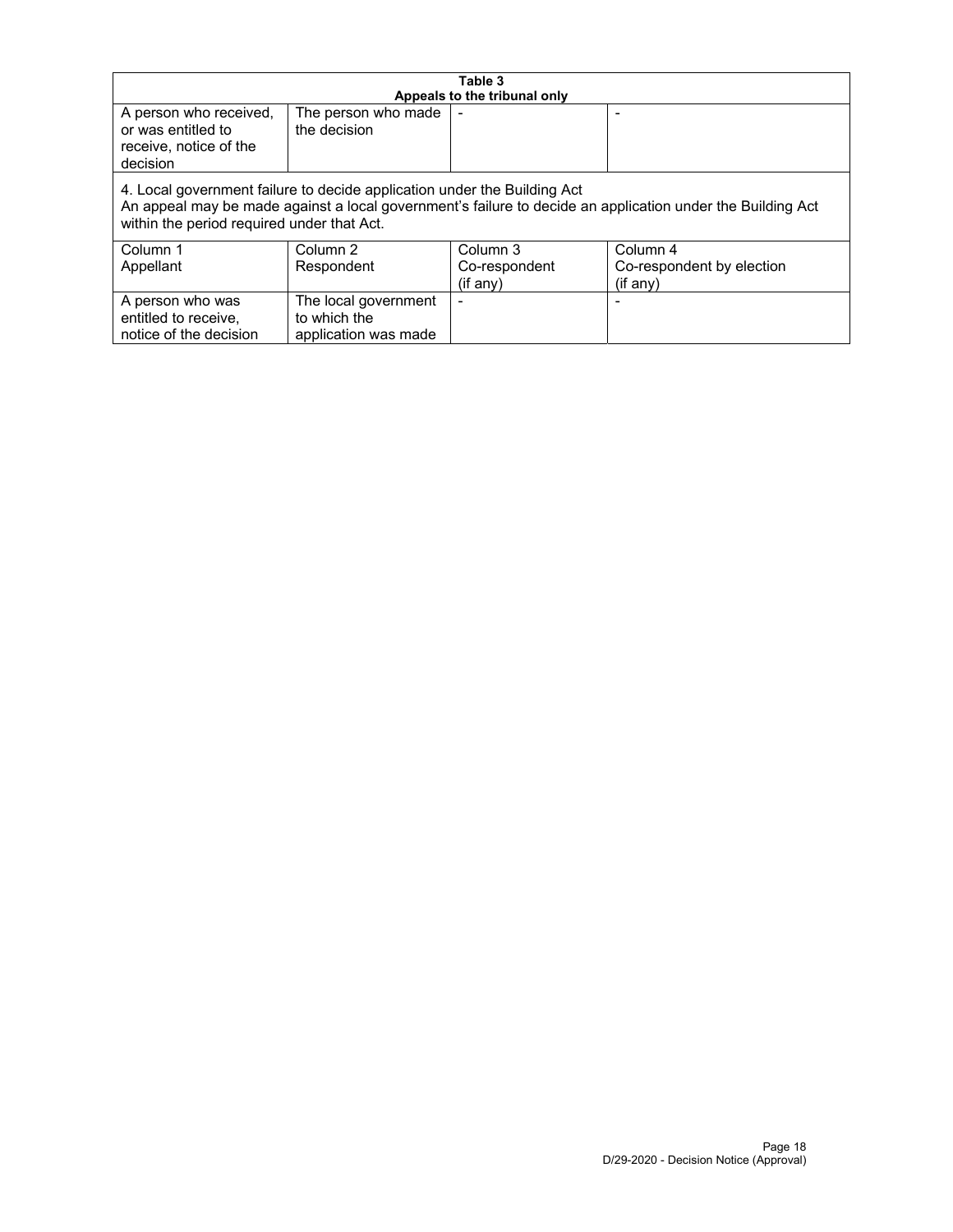| Table 3<br>Appeals to the tribunal only | | | |
|---|---|---|---|
| A person who received, or was entitled to receive, notice of the decision | The person who made the decision | - | - |

4. Local government failure to decide application under the Building Act
An appeal may be made against a local government's failure to decide an application under the Building Act within the period required under that Act.

| Column 1<br>Appellant | Column 2<br>Respondent | Column 3<br>Co-respondent<br>(if any) | Column 4<br>Co-respondent by election<br>(if any) |
|---|---|---|---|
| A person who was entitled to receive, notice of the decision | The local government to which the application was made | - | - |